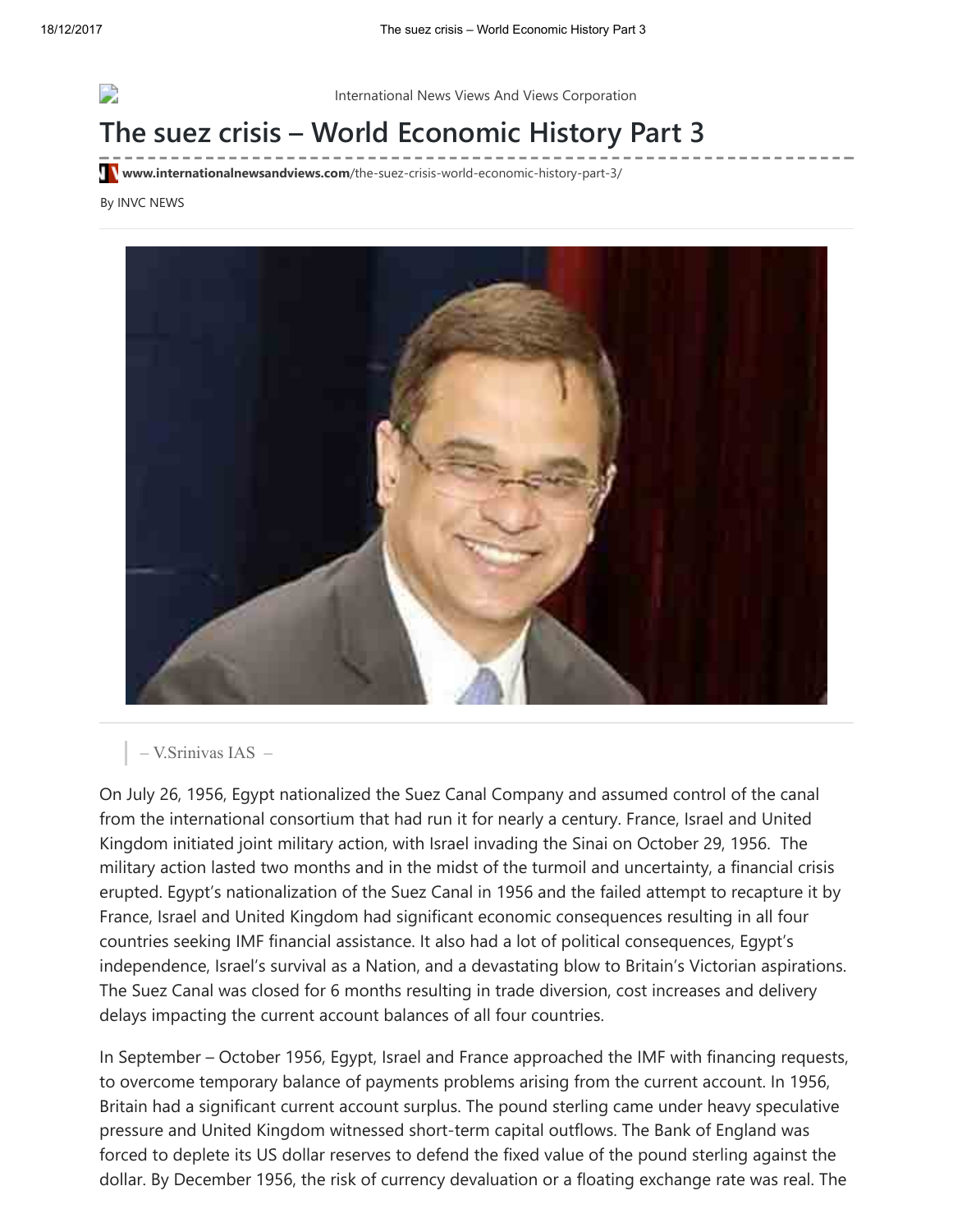International News Views And Views Corporation

# The suez crisis – World Economic History Part 3

www.internationalnewsandviews.com/the-suez-crisis-world-economic-history-part-3/

By INVC NEWS

> – V.Srinivas IAS –

On July 26, 1956, Egypt nationalized the Suez Canal Company and assumed control of the canal from the international consortium that had run it for nearly a century. France, Israel and United Kingdom initiated joint military action, with Israel invading the Sinai on October 29, 1956. The military action lasted two months and in the midst of the turmoil and uncertainty, a financial crisis erupted. Egypt's nationalization of the Suez Canal in 1956 and the failed attempt to recapture it by France, Israel and United Kingdom had significant economic consequences resulting in all four countries seeking IMF financial assistance. It also had a lot of political consequences, Egypt's independence, Israel's survival as a Nation, and a devastating blow to Britain's Victorian aspirations. The Suez Canal was closed for 6 months resulting in trade diversion, cost increases and delivery delays impacting the current account balances of all four countries.

In September – October 1956, Egypt, Israel and France approached the IMF with financing requests, to overcome temporary balance of payments problems arising from the current account. In 1956, Britain had a significant current account surplus. The pound sterling came under heavy speculative pressure and United Kingdom witnessed short-term capital outflows. The Bank of England was forced to deplete its US dollar reserves to defend the fixed value of the pound sterling against the dollar. By December 1956, the risk of currency devaluation or a floating exchange rate was real. The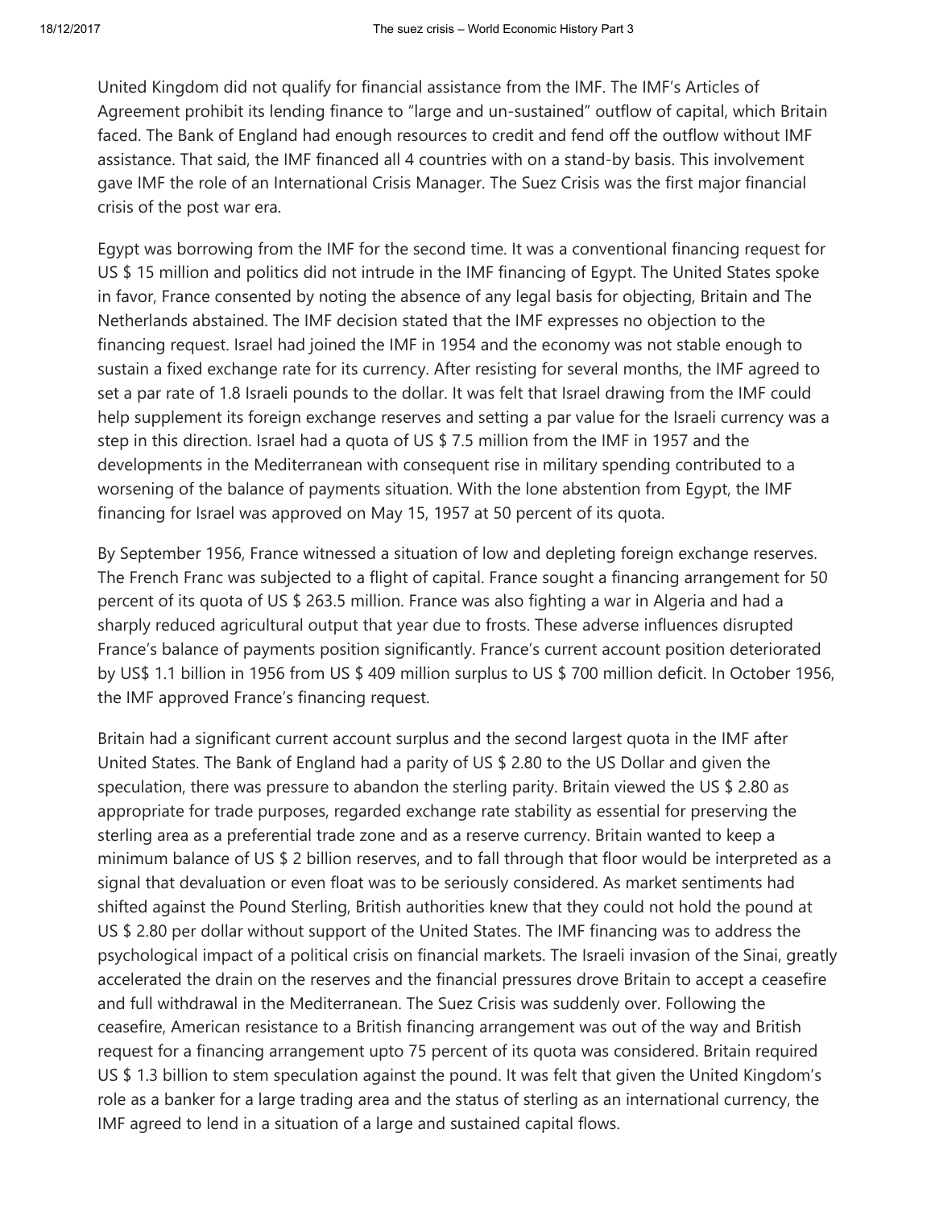United Kingdom did not qualify for financial assistance from the IMF. The IMF's Articles of Agreement prohibit its lending finance to "large and un-sustained" outflow of capital, which Britain faced. The Bank of England had enough resources to credit and fend off the outflow without IMF assistance. That said, the IMF financed all 4 countries with on a stand-by basis. This involvement gave IMF the role of an International Crisis Manager. The Suez Crisis was the first major financial crisis of the post war era.

Egypt was borrowing from the IMF for the second time. It was a conventional financing request for US $ 15 million and politics did not intrude in the IMF financing of Egypt. The United States spoke in favor, France consented by noting the absence of any legal basis for objecting, Britain and The Netherlands abstained. The IMF decision stated that the IMF expresses no objection to the financing request. Israel had joined the IMF in 1954 and the economy was not stable enough to sustain a fixed exchange rate for its currency. After resisting for several months, the IMF agreed to set a par rate of 1.8 Israeli pounds to the dollar. It was felt that Israel drawing from the IMF could help supplement its foreign exchange reserves and setting a par value for the Israeli currency was a step in this direction. Israel had a quota of US $ 7.5 million from the IMF in 1957 and the developments in the Mediterranean with consequent rise in military spending contributed to a worsening of the balance of payments situation. With the lone abstention from Egypt, the IMF financing for Israel was approved on May 15, 1957 at 50 percent of its quota.

By September 1956, France witnessed a situation of low and depleting foreign exchange reserves. The French Franc was subjected to a flight of capital. France sought a financing arrangement for 50 percent of its quota of US $ 263.5 million. France was also fighting a war in Algeria and had a sharply reduced agricultural output that year due to frosts. These adverse influences disrupted France's balance of payments position significantly. France's current account position deteriorated by US$ 1.1 billion in 1956 from US $ 409 million surplus to US $ 700 million deficit. In October 1956, the IMF approved France's financing request.

Britain had a significant current account surplus and the second largest quota in the IMF after United States. The Bank of England had a parity of US $ 2.80 to the US Dollar and given the speculation, there was pressure to abandon the sterling parity. Britain viewed the US $ 2.80 as appropriate for trade purposes, regarded exchange rate stability as essential for preserving the sterling area as a preferential trade zone and as a reserve currency. Britain wanted to keep a minimum balance of US $ 2 billion reserves, and to fall through that floor would be interpreted as a signal that devaluation or even float was to be seriously considered. As market sentiments had shifted against the Pound Sterling, British authorities knew that they could not hold the pound at US $ 2.80 per dollar without support of the United States. The IMF financing was to address the psychological impact of a political crisis on financial markets. The Israeli invasion of the Sinai, greatly accelerated the drain on the reserves and the financial pressures drove Britain to accept a ceasefire and full withdrawal in the Mediterranean. The Suez Crisis was suddenly over. Following the ceasefire, American resistance to a British financing arrangement was out of the way and British request for a financing arrangement upto 75 percent of its quota was considered. Britain required US $ 1.3 billion to stem speculation against the pound. It was felt that given the United Kingdom's role as a banker for a large trading area and the status of sterling as an international currency, the IMF agreed to lend in a situation of a large and sustained capital flows.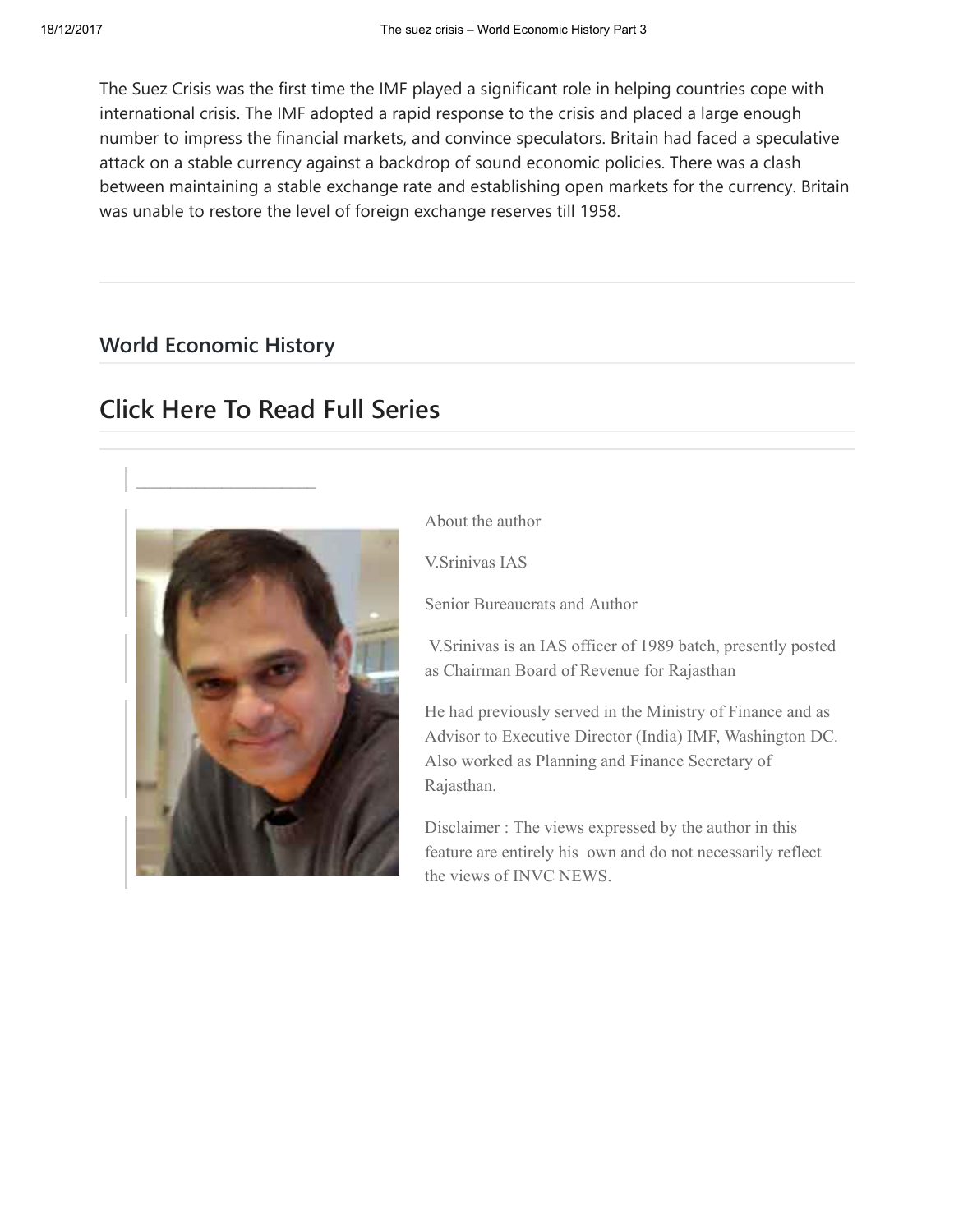The Suez Crisis was the first time the IMF played a significant role in helping countries cope with international crisis. The IMF adopted a rapid response to the crisis and placed a large enough number to impress the financial markets, and convince speculators. Britain had faced a speculative attack on a stable currency against a backdrop of sound economic policies. There was a clash between maintaining a stable exchange rate and establishing open markets for the currency. Britain was unable to restore the level of foreign exchange reserves till 1958.

---

## World Economic History

## Click Here To Read Full Series

---

About the author

V.Srinivas IAS

Senior Bureaucrats and Author

V.Srinivas is an IAS officer of 1989 batch, presently posted as Chairman Board of Revenue for Rajasthan

He had previously served in the Ministry of Finance and as Advisor to Executive Director (India) IMF, Washington DC. Also worked as Planning and Finance Secretary of Rajasthan.

Disclaimer : The views expressed by the author in this feature are entirely his own and do not necessarily reflect the views of INVC NEWS.